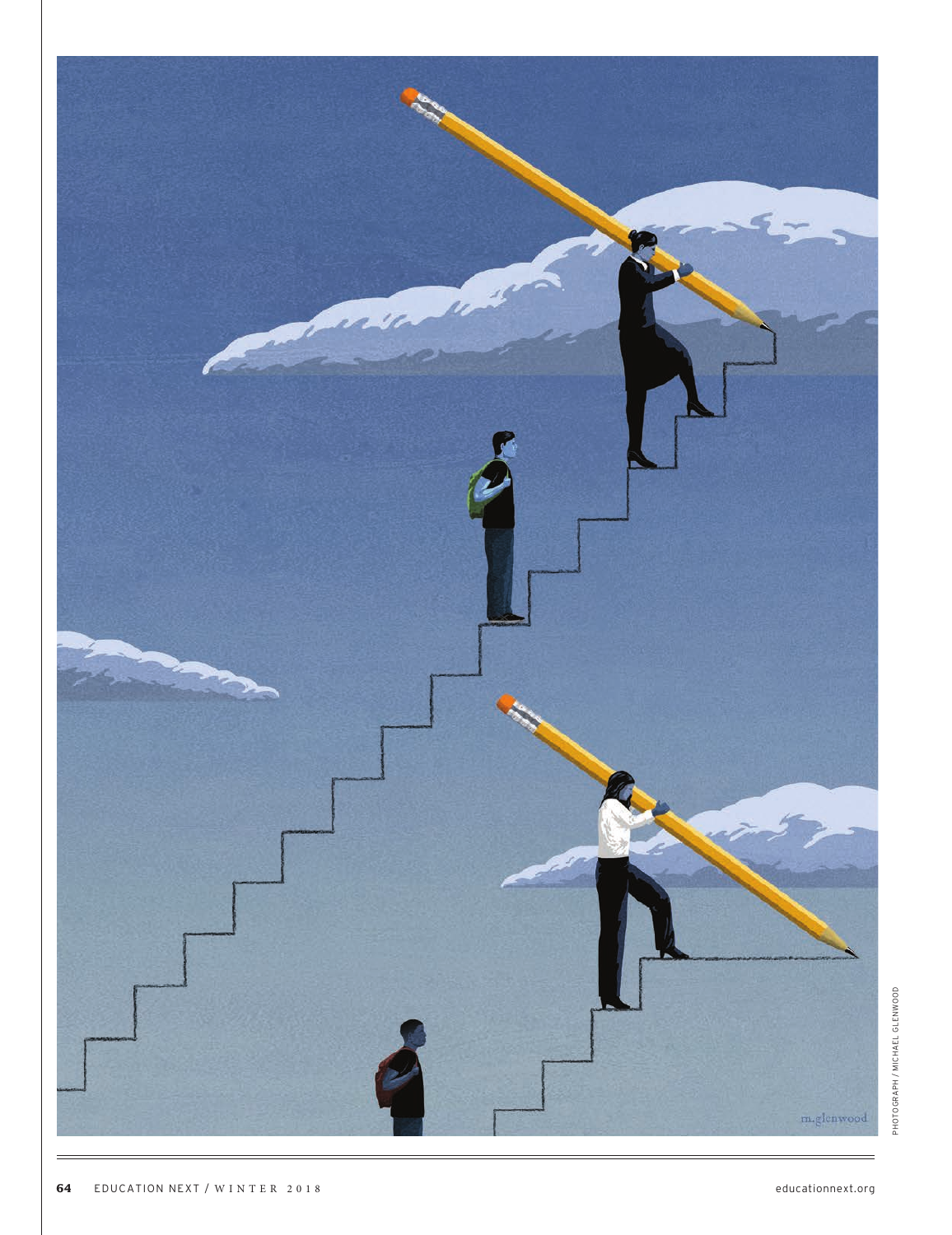PHOTOGRAPH / MICHAEL GLENWOOD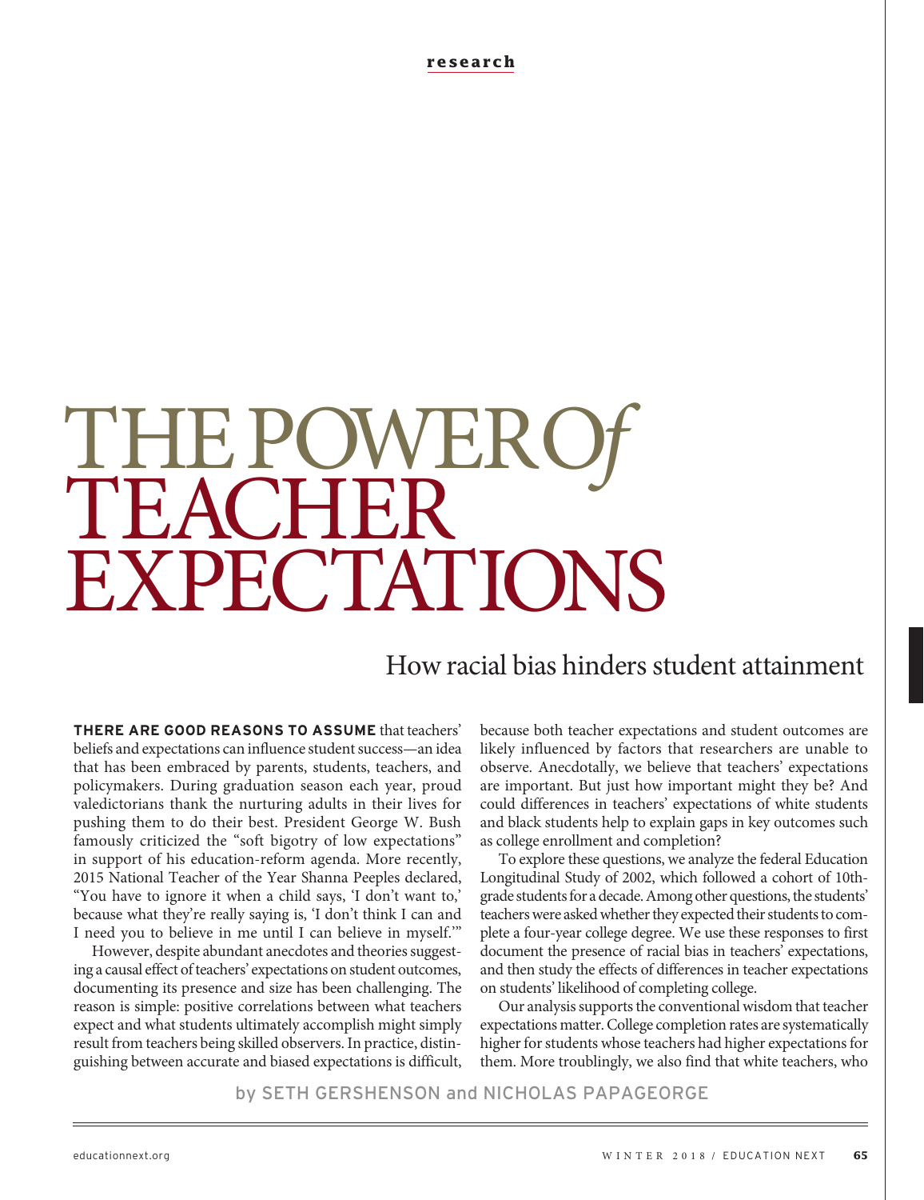# THE POWER Of TEACHER EXPECTATIONS

## How racial bias hinders student attainment

by SETH GERSHENSON and NICHOLAS PAPAGEORGE

**THERE ARE GOOD REASONS TO ASSUME** that teachers' beliefs and expectations can influence student success—an idea that has been embraced by parents, students, teachers, and policymakers. During graduation season each year, proud valedictorians thank the nurturing adults in their lives for pushing them to do their best. President George W. Bush famously criticized the "soft bigotry of low expectations" in support of his education-reform agenda. More recently, 2015 National Teacher of the Year Shanna Peeples declared, "You have to ignore it when a child says, 'I don't want to,' because what they're really saying is, 'I don't think I can and I need you to believe in me until I can believe in myself.'"

However, despite abundant anecdotes and theories suggesting a causal effect of teachers' expectations on student outcomes, documenting its presence and size has been challenging. The reason is simple: positive correlations between what teachers expect and what students ultimately accomplish might simply result from teachers being skilled observers. In practice, distinguishing between accurate and biased expectations is difficult, because both teacher expectations and student outcomes are likely influenced by factors that researchers are unable to observe. Anecdotally, we believe that teachers' expectations are important. But just how important might they be? And could differences in teachers' expectations of white students and black students help to explain gaps in key outcomes such as college enrollment and completion?

To explore these questions, we analyze the federal Education Longitudinal Study of 2002, which followed a cohort of 10th-grade students for a decade. Among other questions, the students' teachers were asked whether they expected their students to complete a four-year college degree. We use these responses to first document the presence of racial bias in teachers' expectations, and then study the effects of differences in teacher expectations on students' likelihood of completing college.

Our analysis supports the conventional wisdom that teacher expectations matter. College completion rates are systematically higher for students whose teachers had higher expectations for them. More troublingly, we also find that white teachers, who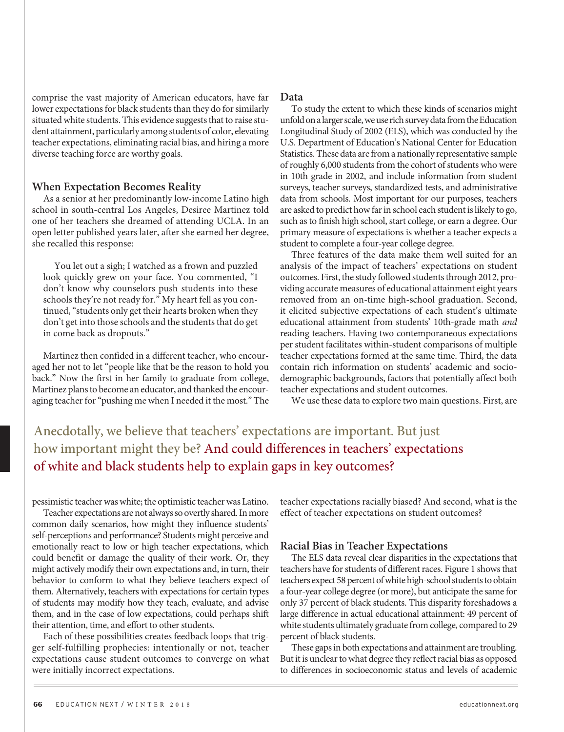comprise the vast majority of American educators, have far lower expectations for black students than they do for similarly situated white students. This evidence suggests that to raise student attainment, particularly among students of color, elevating teacher expectations, eliminating racial bias, and hiring a more diverse teaching force are worthy goals.

## When Expectation Becomes Reality

As a senior at her predominantly low-income Latino high school in south-central Los Angeles, Desiree Martinez told one of her teachers she dreamed of attending UCLA. In an open letter published years later, after she earned her degree, she recalled this response:

> You let out a sigh; I watched as a frown and puzzled look quickly grew on your face. You commented, "I don't know why counselors push students into these schools they're not ready for." My heart fell as you continued, "students only get their hearts broken when they don't get into those schools and the students that do get in come back as dropouts."

Martinez then confided in a different teacher, who encouraged her not to let "people like that be the reason to hold you back." Now the first in her family to graduate from college, Martinez plans to become an educator, and thanked the encouraging teacher for "pushing me when I needed it the most." The pessimistic teacher was white; the optimistic teacher was Latino.

Teacher expectations are not always so overtly shared. In more common daily scenarios, how might they influence students' self-perceptions and performance? Students might perceive and emotionally react to low or high teacher expectations, which could benefit or damage the quality of their work. Or, they might actively modify their own expectations and, in turn, their behavior to conform to what they believe teachers expect of them. Alternatively, teachers with expectations for certain types of students may modify how they teach, evaluate, and advise them, and in the case of low expectations, could perhaps shift their attention, time, and effort to other students.

Each of these possibilities creates feedback loops that trigger self-fulfilling prophecies: intentionally or not, teacher expectations cause student outcomes to converge on what were initially incorrect expectations.

## Data

To study the extent to which these kinds of scenarios might unfold on a larger scale, we use rich survey data from the Education Longitudinal Study of 2002 (ELS), which was conducted by the U.S. Department of Education's National Center for Education Statistics. These data are from a nationally representative sample of roughly 6,000 students from the cohort of students who were in 10th grade in 2002, and include information from student surveys, teacher surveys, standardized tests, and administrative data from schools. Most important for our purposes, teachers are asked to predict how far in school each student is likely to go, such as to finish high school, start college, or earn a degree. Our primary measure of expectations is whether a teacher expects a student to complete a four-year college degree.

Three features of the data make them well suited for an analysis of the impact of teachers' expectations on student outcomes. First, the study followed students through 2012, providing accurate measures of educational attainment eight years removed from an on-time high-school graduation. Second, it elicited subjective expectations of each student's ultimate educational attainment from students' 10th-grade math *and* reading teachers. Having two contemporaneous expectations per student facilitates within-student comparisons of multiple teacher expectations formed at the same time. Third, the data contain rich information on students' academic and socio-demographic backgrounds, factors that potentially affect both teacher expectations and student outcomes.

We use these data to explore two main questions. First, are teacher expectations racially biased? And second, what is the effect of teacher expectations on student outcomes?

> Anecdotally, we believe that teachers' expectations are important. But just how important might they be? And could differences in teachers' expectations of white and black students help to explain gaps in key outcomes?

## Racial Bias in Teacher Expectations

The ELS data reveal clear disparities in the expectations that teachers have for students of different races. Figure 1 shows that teachers expect 58 percent of white high-school students to obtain a four-year college degree (or more), but anticipate the same for only 37 percent of black students. This disparity foreshadows a large difference in actual educational attainment: 49 percent of white students ultimately graduate from college, compared to 29 percent of black students.

These gaps in both expectations and attainment are troubling. But it is unclear to what degree they reflect racial bias as opposed to differences in socioeconomic status and levels of academic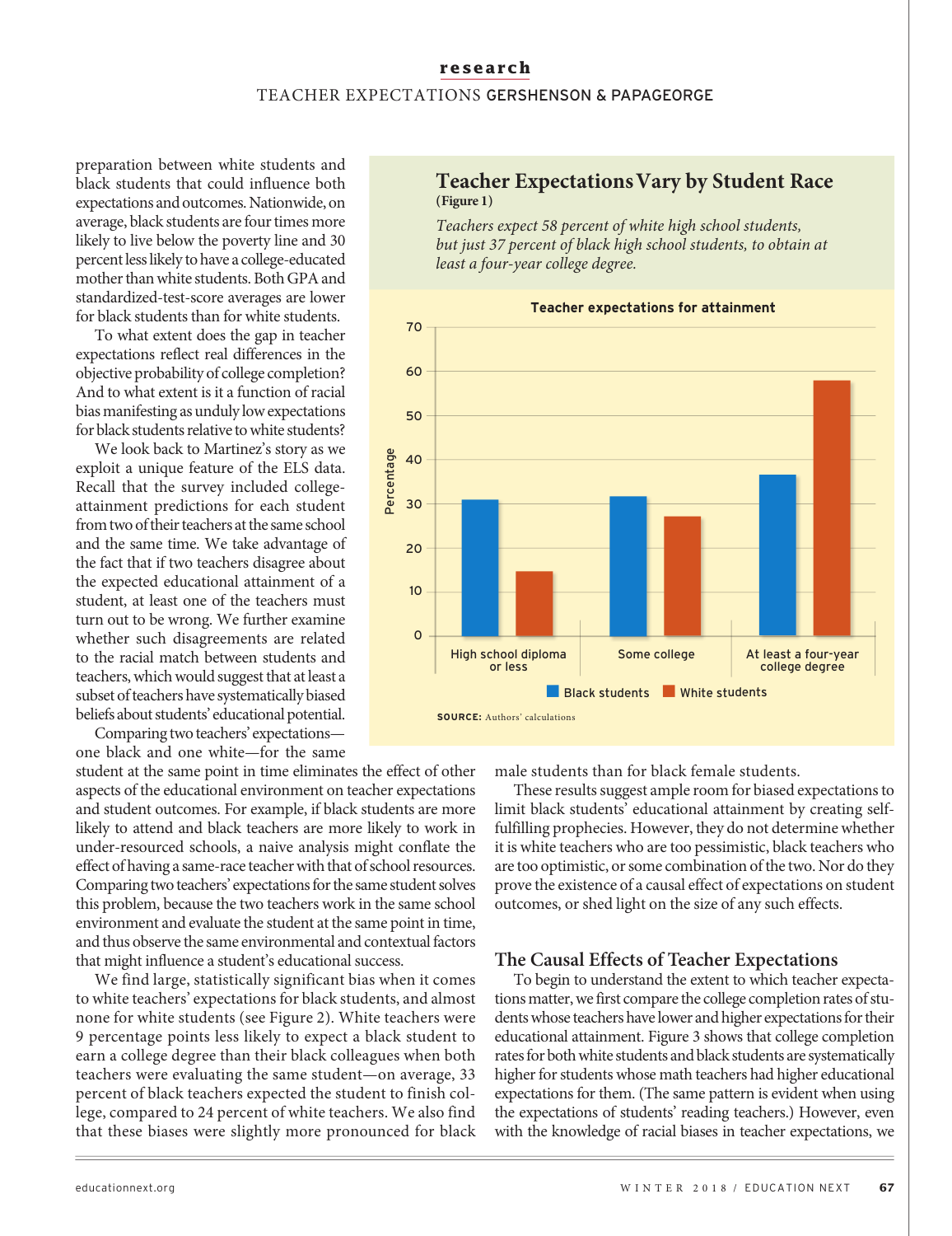preparation between white students and black students that could influence both expectations and outcomes. Nationwide, on average, black students are four times more likely to live below the poverty line and 30 percent less likely to have a college-educated mother than white students. Both GPA and standardized-test-score averages are lower for black students than for white students.

To what extent does the gap in teacher expectations reflect real differences in the objective probability of college completion? And to what extent is it a function of racial bias manifesting as unduly low expectations for black students relative to white students?

We look back to Martinez's story as we exploit a unique feature of the ELS data. Recall that the survey included college-attainment predictions for each student from two of their teachers at the same school and the same time. We take advantage of the fact that if two teachers disagree about the expected educational attainment of a student, at least one of the teachers must turn out to be wrong. We further examine whether such disagreements are related to the racial match between students and teachers, which would suggest that at least a subset of teachers have systematically biased beliefs about students' educational potential.

Comparing two teachers' expectations—one black and one white—for the same student at the same point in time eliminates the effect of other aspects of the educational environment on teacher expectations and student outcomes. For example, if black students are more likely to attend and black teachers are more likely to work in under-resourced schools, a naive analysis might conflate the effect of having a same-race teacher with that of school resources. Comparing two teachers' expectations for the same student solves this problem, because the two teachers work in the same school environment and evaluate the student at the same point in time, and thus observe the same environmental and contextual factors that might influence a student's educational success.

We find large, statistically significant bias when it comes to white teachers' expectations for black students, and almost none for white students (see Figure 2). White teachers were 9 percentage points less likely to expect a black student to earn a college degree than their black colleagues when both teachers were evaluating the same student—on average, 33 percent of black teachers expected the student to finish college, compared to 24 percent of white teachers. We also find that these biases were slightly more pronounced for black male students than for black female students.

These results suggest ample room for biased expectations to limit black students' educational attainment by creating self-fulfilling prophecies. However, they do not determine whether it is white teachers who are too pessimistic, black teachers who are too optimistic, or some combination of the two. Nor do they prove the existence of a causal effect of expectations on student outcomes, or shed light on the size of any such effects.

### Teacher Expectations Vary by Student Race

**(Figure 1)**

*Teachers expect 58 percent of white high school students, but just 37 percent of black high school students, to obtain at least a four-year college degree.*

**Teacher expectations for attainment**

| | Black students | White students |
|---|---|---|
| High school diploma or less | 31 | 15 |
| Some college | 32 | 27 |
| At least a four-year college degree | 37 | 58 |

**SOURCE:** Authors' calculations

## The Causal Effects of Teacher Expectations

To begin to understand the extent to which teacher expectations matter, we first compare the college completion rates of students whose teachers have lower and higher expectations for their educational attainment. Figure 3 shows that college completion rates for both white students and black students are systematically higher for students whose math teachers had higher educational expectations for them. (The same pattern is evident when using the expectations of students' reading teachers.) However, even with the knowledge of racial biases in teacher expectations, we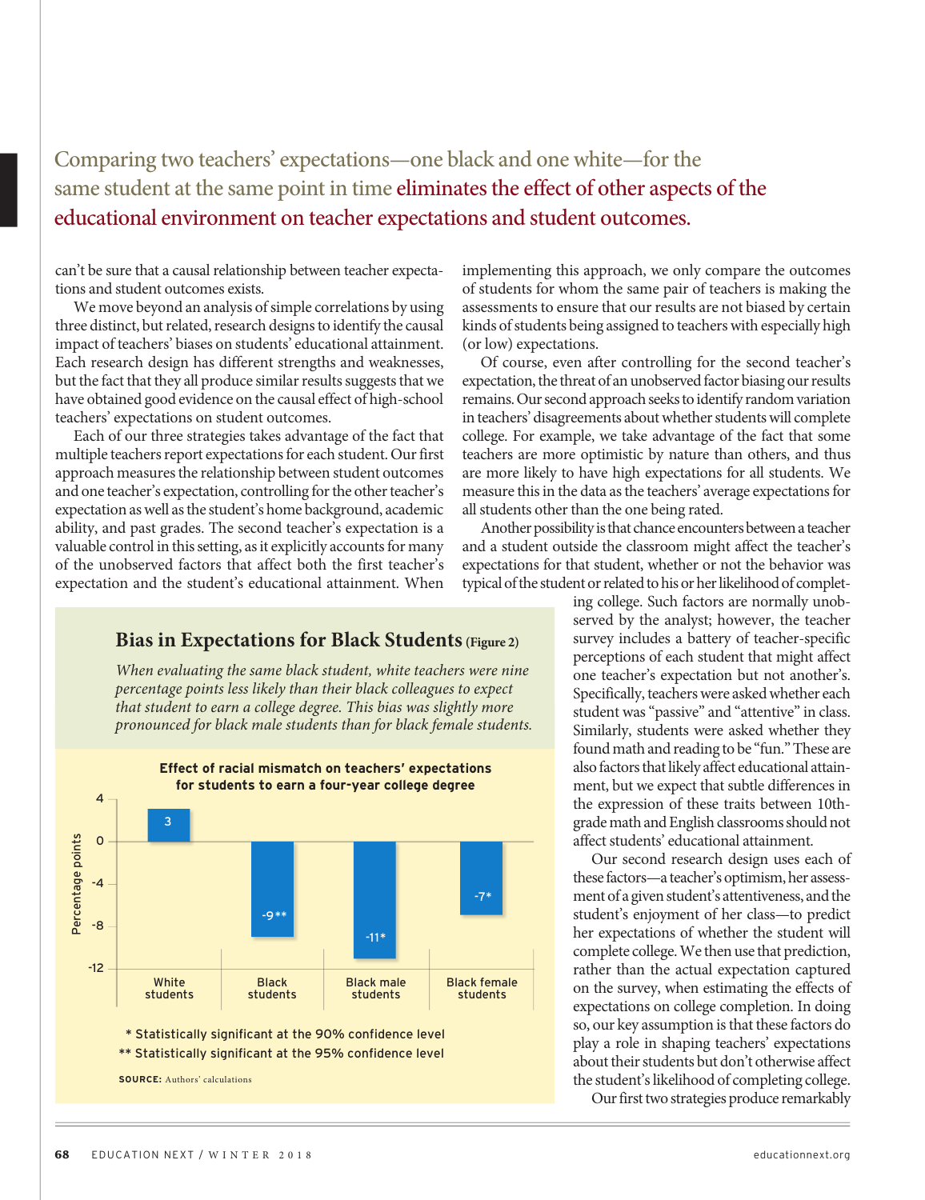Comparing two teachers' expectations—one black and one white—for the same student at the same point in time **eliminates the effect of other aspects of the educational environment on teacher expectations and student outcomes.**

can't be sure that a causal relationship between teacher expectations and student outcomes exists.

We move beyond an analysis of simple correlations by using three distinct, but related, research designs to identify the causal impact of teachers' biases on students' educational attainment. Each research design has different strengths and weaknesses, but the fact that they all produce similar results suggests that we have obtained good evidence on the causal effect of high-school teachers' expectations on student outcomes.

Each of our three strategies takes advantage of the fact that multiple teachers report expectations for each student. Our first approach measures the relationship between student outcomes and one teacher's expectation, controlling for the other teacher's expectation as well as the student's home background, academic ability, and past grades. The second teacher's expectation is a valuable control in this setting, as it explicitly accounts for many of the unobserved factors that affect both the first teacher's expectation and the student's educational attainment. When implementing this approach, we only compare the outcomes of students for whom the same pair of teachers is making the assessments to ensure that our results are not biased by certain kinds of students being assigned to teachers with especially high (or low) expectations.

Of course, even after controlling for the second teacher's expectation, the threat of an unobserved factor biasing our results remains. Our second approach seeks to identify random variation in teachers' disagreements about whether students will complete college. For example, we take advantage of the fact that some teachers are more optimistic by nature than others, and thus are more likely to have high expectations for all students. We measure this in the data as the teachers' average expectations for all students other than the one being rated.

Another possibility is that chance encounters between a teacher and a student outside the classroom might affect the teacher's expectations for that student, whether or not the behavior was typical of the student or related to his or her likelihood of completing college. Such factors are normally unobserved by the analyst; however, the teacher survey includes a battery of teacher-specific perceptions of each student that might affect one teacher's expectation but not another's. Specifically, teachers were asked whether each student was "passive" and "attentive" in class. Similarly, students were asked whether they found math and reading to be "fun." These are also factors that likely affect educational attainment, but we expect that subtle differences in the expression of these traits between 10th-grade math and English classrooms should not affect students' educational attainment.

Our second research design uses each of these factors—a teacher's optimism, her assessment of a given student's attentiveness, and the student's enjoyment of her class—to predict her expectations of whether the student will complete college. We then use that prediction, rather than the actual expectation captured on the survey, when estimating the effects of expectations on college completion. In doing so, our key assumption is that these factors do play a role in shaping teachers' expectations about their students but don't otherwise affect the student's likelihood of completing college.

Our first two strategies produce remarkably

### Bias in Expectations for Black Students (Figure 2)

*When evaluating the same black student, white teachers were nine percentage points less likely than their black colleagues to expect that student to earn a college degree. This bias was slightly more pronounced for black male students than for black female students.*

**Effect of racial mismatch on teachers' expectations for students to earn a four-year college degree**

| Group | Percentage points |
|---|---|
| White students | 3 |
| Black students | -9** |
| Black male students | -11* |
| Black female students | -7* |

\* Statistically significant at the 90% confidence level

\*\* Statistically significant at the 95% confidence level

**SOURCE:** Authors' calculations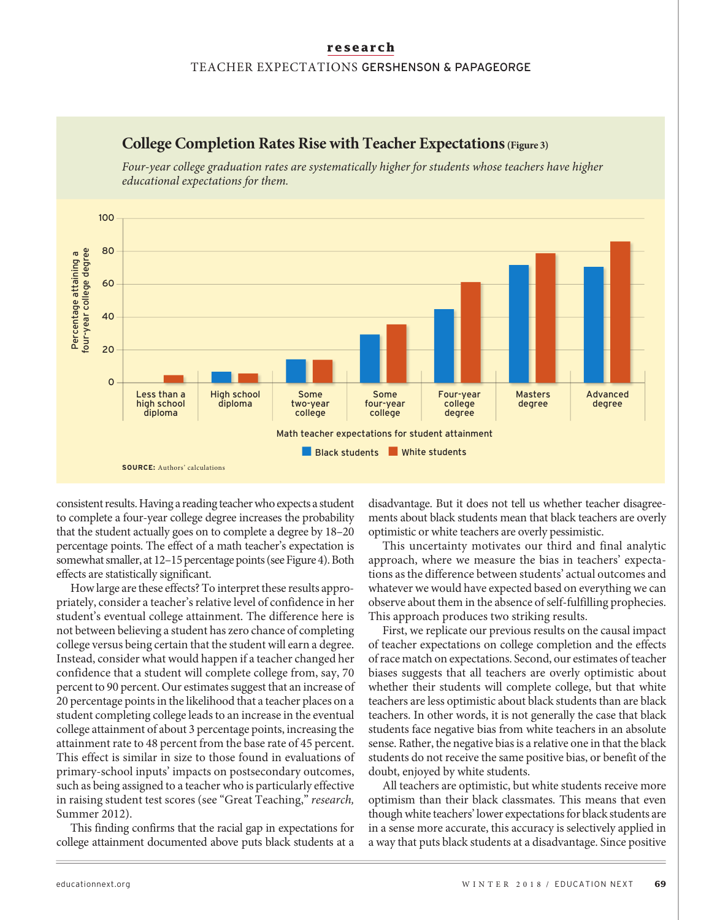## College Completion Rates Rise with Teacher Expectations (Figure 3)

*Four-year college graduation rates are systematically higher for students whose teachers have higher educational expectations for them.*

SOURCE: Authors' calculations

consistent results. Having a reading teacher who expects a student to complete a four-year college degree increases the probability that the student actually goes on to complete a degree by 18–20 percentage points. The effect of a math teacher's expectation is somewhat smaller, at 12–15 percentage points (see Figure 4). Both effects are statistically significant.

How large are these effects? To interpret these results appropriately, consider a teacher's relative level of confidence in her student's eventual college attainment. The difference here is not between believing a student has zero chance of completing college versus being certain that the student will earn a degree. Instead, consider what would happen if a teacher changed her confidence that a student will complete college from, say, 70 percent to 90 percent. Our estimates suggest that an increase of 20 percentage points in the likelihood that a teacher places on a student completing college leads to an increase in the eventual college attainment of about 3 percentage points, increasing the attainment rate to 48 percent from the base rate of 45 percent. This effect is similar in size to those found in evaluations of primary-school inputs' impacts on postsecondary outcomes, such as being assigned to a teacher who is particularly effective in raising student test scores (see "Great Teaching," *research,* Summer 2012).

This finding confirms that the racial gap in expectations for college attainment documented above puts black students at a disadvantage. But it does not tell us whether teacher disagreements about black students mean that black teachers are overly optimistic or white teachers are overly pessimistic.

This uncertainty motivates our third and final analytic approach, where we measure the bias in teachers' expectations as the difference between students' actual outcomes and whatever we would have expected based on everything we can observe about them in the absence of self-fulfilling prophecies. This approach produces two striking results.

First, we replicate our previous results on the causal impact of teacher expectations on college completion and the effects of race match on expectations. Second, our estimates of teacher biases suggests that all teachers are overly optimistic about whether their students will complete college, but that white teachers are less optimistic about black students than are black teachers. In other words, it is not generally the case that black students face negative bias from white teachers in an absolute sense. Rather, the negative bias is a relative one in that the black students do not receive the same positive bias, or benefit of the doubt, enjoyed by white students.

All teachers are optimistic, but white students receive more optimism than their black classmates. This means that even though white teachers' lower expectations for black students are in a sense more accurate, this accuracy is selectively applied in a way that puts black students at a disadvantage. Since positive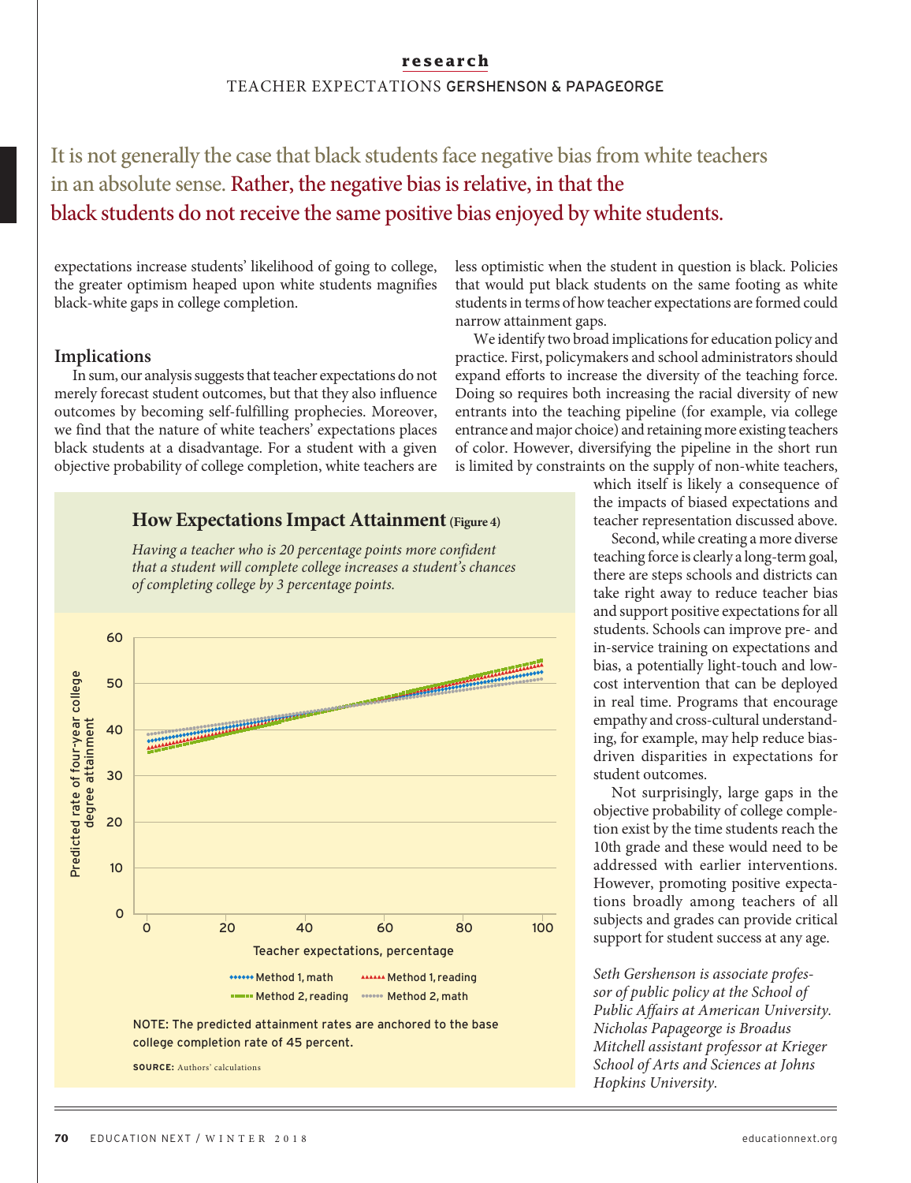It is not generally the case that black students face negative bias from white teachers in an absolute sense. Rather, the negative bias is relative, in that the black students do not receive the same positive bias enjoyed by white students.

expectations increase students' likelihood of going to college, the greater optimism heaped upon white students magnifies black-white gaps in college completion.

## Implications

In sum, our analysis suggests that teacher expectations do not merely forecast student outcomes, but that they also influence outcomes by becoming self-fulfilling prophecies. Moreover, we find that the nature of white teachers' expectations places black students at a disadvantage. For a student with a given objective probability of college completion, white teachers are less optimistic when the student in question is black. Policies that would put black students on the same footing as white students in terms of how teacher expectations are formed could narrow attainment gaps.

We identify two broad implications for education policy and practice. First, policymakers and school administrators should expand efforts to increase the diversity of the teaching force. Doing so requires both increasing the racial diversity of new entrants into the teaching pipeline (for example, via college entrance and major choice) and retaining more existing teachers of color. However, diversifying the pipeline in the short run is limited by constraints on the supply of non-white teachers, which itself is likely a consequence of the impacts of biased expectations and teacher representation discussed above.

Second, while creating a more diverse teaching force is clearly a long-term goal, there are steps schools and districts can take right away to reduce teacher bias and support positive expectations for all students. Schools can improve pre- and in-service training on expectations and bias, a potentially light-touch and low-cost intervention that can be deployed in real time. Programs that encourage empathy and cross-cultural understanding, for example, may help reduce bias-driven disparities in expectations for student outcomes.

Not surprisingly, large gaps in the objective probability of college completion exist by the time students reach the 10th grade and these would need to be addressed with earlier interventions. However, promoting positive expectations broadly among teachers of all subjects and grades can provide critical support for student success at any age.

### How Expectations Impact Attainment (Figure 4)

*Having a teacher who is 20 percentage points more confident that a student will complete college increases a student's chances of completing college by 3 percentage points.*

Predicted rate of four-year college degree attainment

60
50
40
30
20
10
0

0 20 40 60 80 100

Teacher expectations, percentage

Method 1, math
Method 1, reading
Method 2, reading
Method 2, math

NOTE: The predicted attainment rates are anchored to the base college completion rate of 45 percent.

**SOURCE:** Authors' calculations

*Seth Gershenson is associate professor of public policy at the School of Public Affairs at American University. Nicholas Papageorge is Broadus Mitchell assistant professor at Krieger School of Arts and Sciences at Johns Hopkins University.*